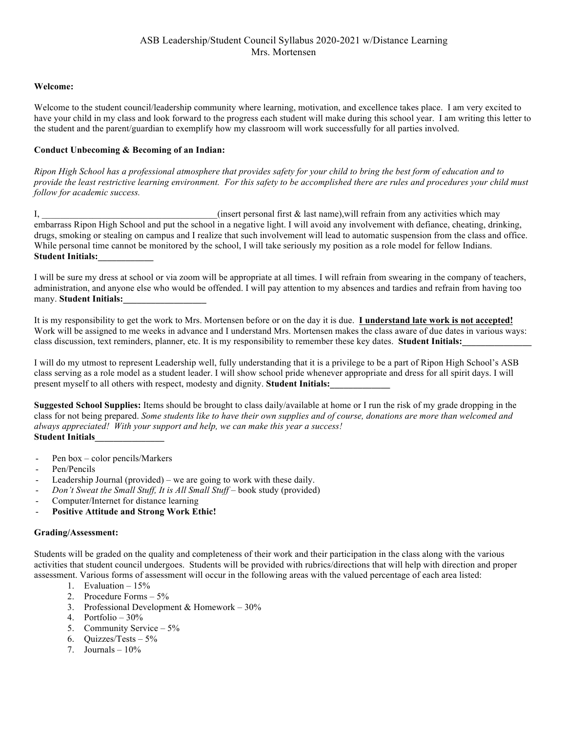# ASB Leadership/Student Council Syllabus 2020-2021 w/Distance Learning
Mrs. Mortensen

**Welcome:**

Welcome to the student council/leadership community where learning, motivation, and excellence takes place. I am very excited to have your child in my class and look forward to the progress each student will make during this school year. I am writing this letter to the student and the parent/guardian to exemplify how my classroom will work successfully for all parties involved.

**Conduct Unbecoming & Becoming of an Indian:**

*Ripon High School has a professional atmosphere that provides safety for your child to bring the best form of education and to provide the least restrictive learning environment. For this safety to be accomplished there are rules and procedures your child must follow for academic success.*

I, ______________________________________(insert personal first & last name),will refrain from any activities which may embarrass Ripon High School and put the school in a negative light. I will avoid any involvement with defiance, cheating, drinking, drugs, smoking or stealing on campus and I realize that such involvement will lead to automatic suspension from the class and office. While personal time cannot be monitored by the school, I will take seriously my position as a role model for fellow Indians.
**Student Initials:____________**

I will be sure my dress at school or via zoom will be appropriate at all times. I will refrain from swearing in the company of teachers, administration, and anyone else who would be offended. I will pay attention to my absences and tardies and refrain from having too many. **Student Initials:__________________**

It is my responsibility to get the work to Mrs. Mortensen before or on the day it is due. <u>**I understand late work is not accepted!**</u> Work will be assigned to me weeks in advance and I understand Mrs. Mortensen makes the class aware of due dates in various ways: class discussion, text reminders, planner, etc. It is my responsibility to remember these key dates. **Student Initials:_______________**

I will do my utmost to represent Leadership well, fully understanding that it is a privilege to be a part of Ripon High School's ASB class serving as a role model as a student leader. I will show school pride whenever appropriate and dress for all spirit days. I will present myself to all others with respect, modesty and dignity. **Student Initials:_____________**

**Suggested School Supplies:** Items should be brought to class daily/available at home or I run the risk of my grade dropping in the class for not being prepared. *Some students like to have their own supplies and of course, donations are more than welcomed and always appreciated! With your support and help, we can make this year a success!*
**Student Initials_______________**

- Pen box – color pencils/Markers
- Pen/Pencils
- Leadership Journal (provided) – we are going to work with these daily.
- *Don't Sweat the Small Stuff, It is All Small Stuff* – book study (provided)
- Computer/Internet for distance learning
- **Positive Attitude and Strong Work Ethic!**

**Grading/Assessment:**

Students will be graded on the quality and completeness of their work and their participation in the class along with the various activities that student council undergoes. Students will be provided with rubrics/directions that will help with direction and proper assessment. Various forms of assessment will occur in the following areas with the valued percentage of each area listed:

1. Evaluation – 15%
2. Procedure Forms – 5%
3. Professional Development & Homework – 30%
4. Portfolio – 30%
5. Community Service – 5%
6. Quizzes/Tests – 5%
7. Journals – 10%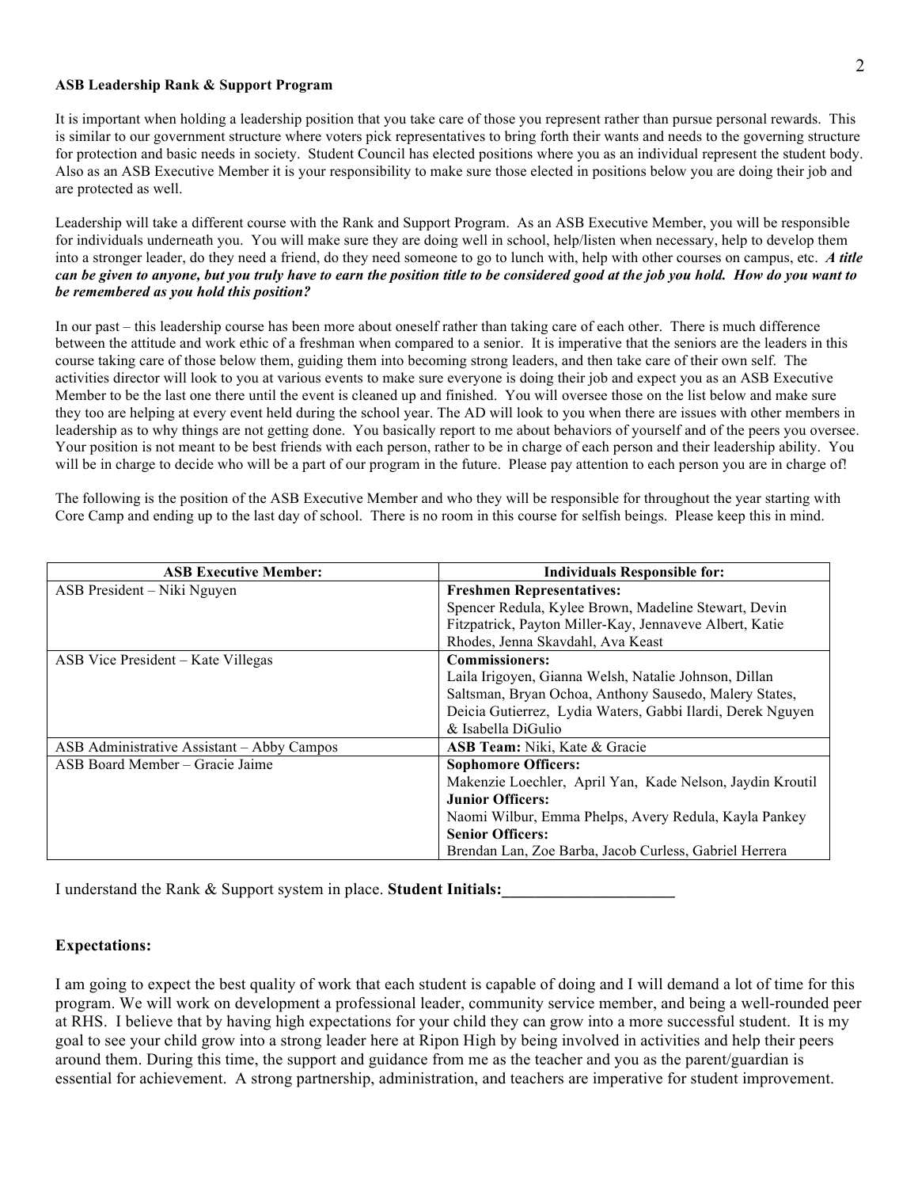**ASB Leadership Rank & Support Program**

It is important when holding a leadership position that you take care of those you represent rather than pursue personal rewards. This is similar to our government structure where voters pick representatives to bring forth their wants and needs to the governing structure for protection and basic needs in society. Student Council has elected positions where you as an individual represent the student body. Also as an ASB Executive Member it is your responsibility to make sure those elected in positions below you are doing their job and are protected as well.

Leadership will take a different course with the Rank and Support Program. As an ASB Executive Member, you will be responsible for individuals underneath you. You will make sure they are doing well in school, help/listen when necessary, help to develop them into a stronger leader, do they need a friend, do they need someone to go to lunch with, help with other courses on campus, etc. ***A title can be given to anyone, but you truly have to earn the position title to be considered good at the job you hold. How do you want to be remembered as you hold this position?***

In our past – this leadership course has been more about oneself rather than taking care of each other. There is much difference between the attitude and work ethic of a freshman when compared to a senior. It is imperative that the seniors are the leaders in this course taking care of those below them, guiding them into becoming strong leaders, and then take care of their own self. The activities director will look to you at various events to make sure everyone is doing their job and expect you as an ASB Executive Member to be the last one there until the event is cleaned up and finished. You will oversee those on the list below and make sure they too are helping at every event held during the school year. The AD will look to you when there are issues with other members in leadership as to why things are not getting done. You basically report to me about behaviors of yourself and of the peers you oversee. Your position is not meant to be best friends with each person, rather to be in charge of each person and their leadership ability. You will be in charge to decide who will be a part of our program in the future. Please pay attention to each person you are in charge of!

The following is the position of the ASB Executive Member and who they will be responsible for throughout the year starting with Core Camp and ending up to the last day of school. There is no room in this course for selfish beings. Please keep this in mind.

| ASB Executive Member: | Individuals Responsible for: |
|---|---|
| ASB President – Niki Nguyen | **Freshmen Representatives:** Spencer Redula, Kylee Brown, Madeline Stewart, Devin Fitzpatrick, Payton Miller-Kay, Jennaveve Albert, Katie Rhodes, Jenna Skavdahl, Ava Keast |
| ASB Vice President – Kate Villegas | **Commissioners:** Laila Irigoyen, Gianna Welsh, Natalie Johnson, Dillan Saltsman, Bryan Ochoa, Anthony Sausedo, Malery States, Deicia Gutierrez, Lydia Waters, Gabbi Ilardi, Derek Nguyen & Isabella DiGulio |
| ASB Administrative Assistant – Abby Campos | **ASB Team:** Niki, Kate & Gracie |
| ASB Board Member – Gracie Jaime | **Sophomore Officers:** Makenzie Loechler, April Yan, Kade Nelson, Jaydin Kroutil **Junior Officers:** Naomi Wilbur, Emma Phelps, Avery Redula, Kayla Pankey **Senior Officers:** Brendan Lan, Zoe Barba, Jacob Curless, Gabriel Herrera |

I understand the Rank & Support system in place. **Student Initials:\_\_\_\_\_\_\_\_\_\_\_\_\_\_\_\_\_\_\_\_\_**

**Expectations:**

I am going to expect the best quality of work that each student is capable of doing and I will demand a lot of time for this program. We will work on development a professional leader, community service member, and being a well-rounded peer at RHS. I believe that by having high expectations for your child they can grow into a more successful student. It is my goal to see your child grow into a strong leader here at Ripon High by being involved in activities and help their peers around them. During this time, the support and guidance from me as the teacher and you as the parent/guardian is essential for achievement. A strong partnership, administration, and teachers are imperative for student improvement.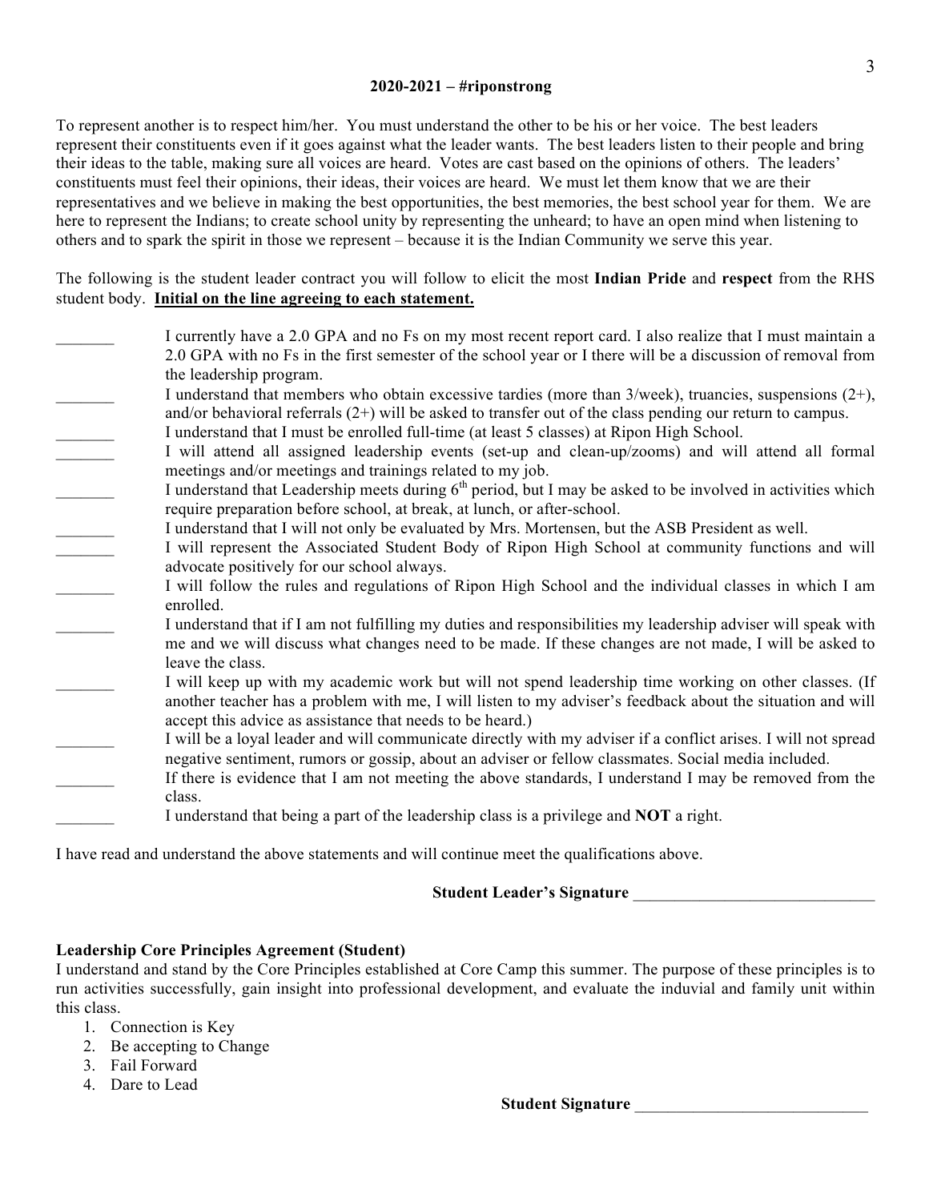**2020-2021 – #riponstrong**

To represent another is to respect him/her. You must understand the other to be his or her voice. The best leaders represent their constituents even if it goes against what the leader wants. The best leaders listen to their people and bring their ideas to the table, making sure all voices are heard. Votes are cast based on the opinions of others. The leaders' constituents must feel their opinions, their ideas, their voices are heard. We must let them know that we are their representatives and we believe in making the best opportunities, the best memories, the best school year for them. We are here to represent the Indians; to create school unity by representing the unheard; to have an open mind when listening to others and to spark the spirit in those we represent – because it is the Indian Community we serve this year.

The following is the student leader contract you will follow to elicit the most **Indian Pride** and **respect** from the RHS student body. **Initial on the line agreeing to each statement.**

_______ I currently have a 2.0 GPA and no Fs on my most recent report card. I also realize that I must maintain a 2.0 GPA with no Fs in the first semester of the school year or I there will be a discussion of removal from the leadership program.

_______ I understand that members who obtain excessive tardies (more than 3/week), truancies, suspensions (2+), and/or behavioral referrals (2+) will be asked to transfer out of the class pending our return to campus.

_______ I understand that I must be enrolled full-time (at least 5 classes) at Ripon High School.

_______ I will attend all assigned leadership events (set-up and clean-up/zooms) and will attend all formal meetings and/or meetings and trainings related to my job.

_______ I understand that Leadership meets during 6th period, but I may be asked to be involved in activities which require preparation before school, at break, at lunch, or after-school.

_______ I understand that I will not only be evaluated by Mrs. Mortensen, but the ASB President as well.

_______ I will represent the Associated Student Body of Ripon High School at community functions and will advocate positively for our school always.

_______ I will follow the rules and regulations of Ripon High School and the individual classes in which I am enrolled.

_______ I understand that if I am not fulfilling my duties and responsibilities my leadership adviser will speak with me and we will discuss what changes need to be made. If these changes are not made, I will be asked to leave the class.

_______ I will keep up with my academic work but will not spend leadership time working on other classes. (If another teacher has a problem with me, I will listen to my adviser's feedback about the situation and will accept this advice as assistance that needs to be heard.)

_______ I will be a loyal leader and will communicate directly with my adviser if a conflict arises. I will not spread negative sentiment, rumors or gossip, about an adviser or fellow classmates. Social media included.

_______ If there is evidence that I am not meeting the above standards, I understand I may be removed from the class.

_______ I understand that being a part of the leadership class is a privilege and **NOT** a right.

I have read and understand the above statements and will continue meet the qualifications above.

**Student Leader's Signature** ______________________________

**Leadership Core Principles Agreement (Student)**

I understand and stand by the Core Principles established at Core Camp this summer. The purpose of these principles is to run activities successfully, gain insight into professional development, and evaluate the induvial and family unit within this class.

1. Connection is Key
2. Be accepting to Change
3. Fail Forward
4. Dare to Lead

**Student Signature** _____________________________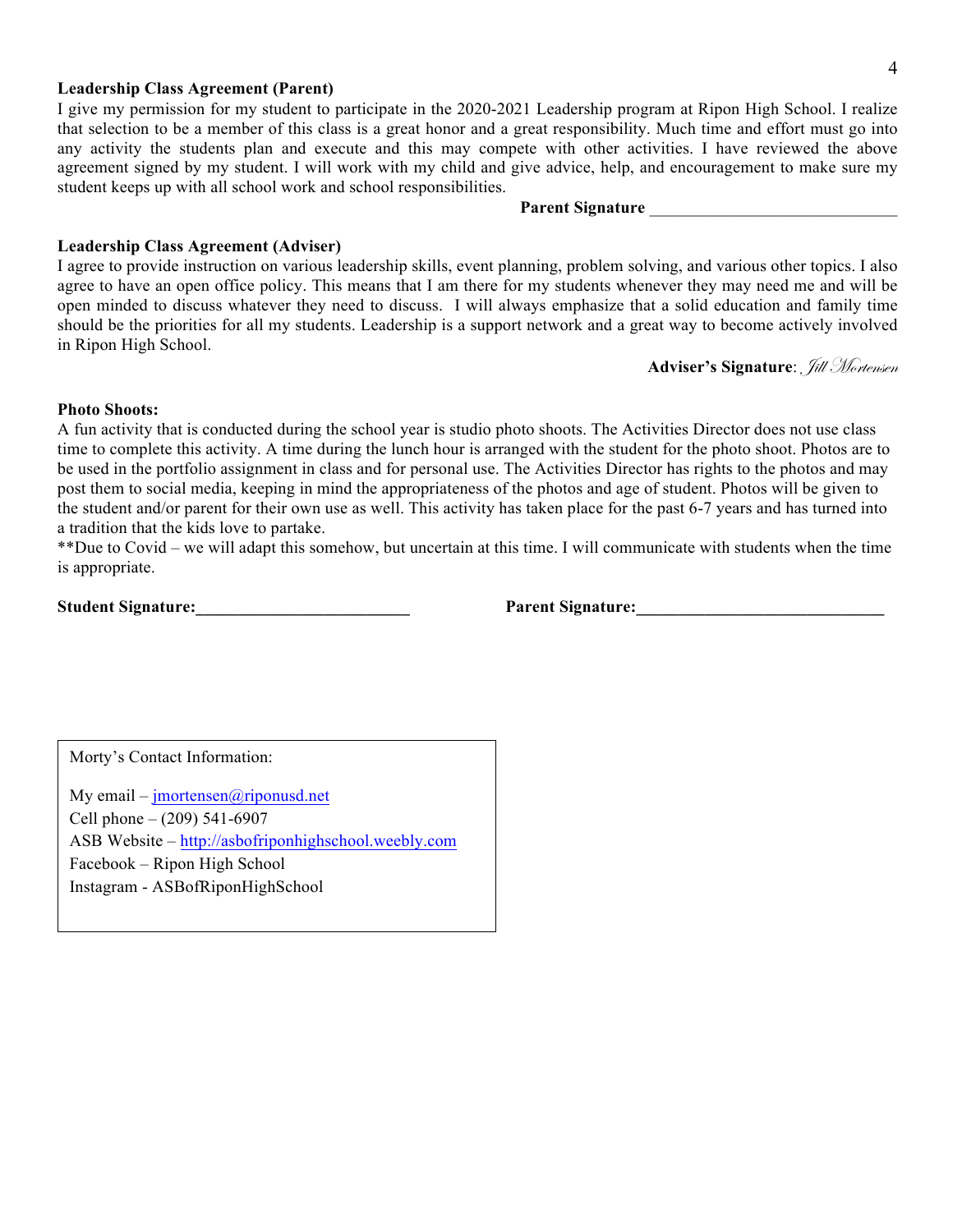**Leadership Class Agreement (Parent)**

I give my permission for my student to participate in the 2020-2021 Leadership program at Ripon High School. I realize that selection to be a member of this class is a great honor and a great responsibility. Much time and effort must go into any activity the students plan and execute and this may compete with other activities. I have reviewed the above agreement signed by my student. I will work with my child and give advice, help, and encouragement to make sure my student keeps up with all school work and school responsibilities.

**Parent Signature** ______________________________

**Leadership Class Agreement (Adviser)**

I agree to provide instruction on various leadership skills, event planning, problem solving, and various other topics. I also agree to have an open office policy. This means that I am there for my students whenever they may need me and will be open minded to discuss whatever they need to discuss. I will always emphasize that a solid education and family time should be the priorities for all my students. Leadership is a support network and a great way to become actively involved in Ripon High School.

**Adviser's Signature**: *Jill Mortensen*

**Photo Shoots:**

A fun activity that is conducted during the school year is studio photo shoots. The Activities Director does not use class time to complete this activity. A time during the lunch hour is arranged with the student for the photo shoot. Photos are to be used in the portfolio assignment in class and for personal use. The Activities Director has rights to the photos and may post them to social media, keeping in mind the appropriateness of the photos and age of student. Photos will be given to the student and/or parent for their own use as well. This activity has taken place for the past 6-7 years and has turned into a tradition that the kids love to partake.

**Due to Covid – we will adapt this somehow, but uncertain at this time. I will communicate with students when the time is appropriate.

**Student Signature:**_________________________ **Parent Signature:**_____________________________

Morty's Contact Information:

My email – jmortensen@riponusd.net
Cell phone – (209) 541-6907
ASB Website – http://asbofriponhighschool.weebly.com
Facebook – Ripon High School
Instagram - ASBofRiponHighSchool